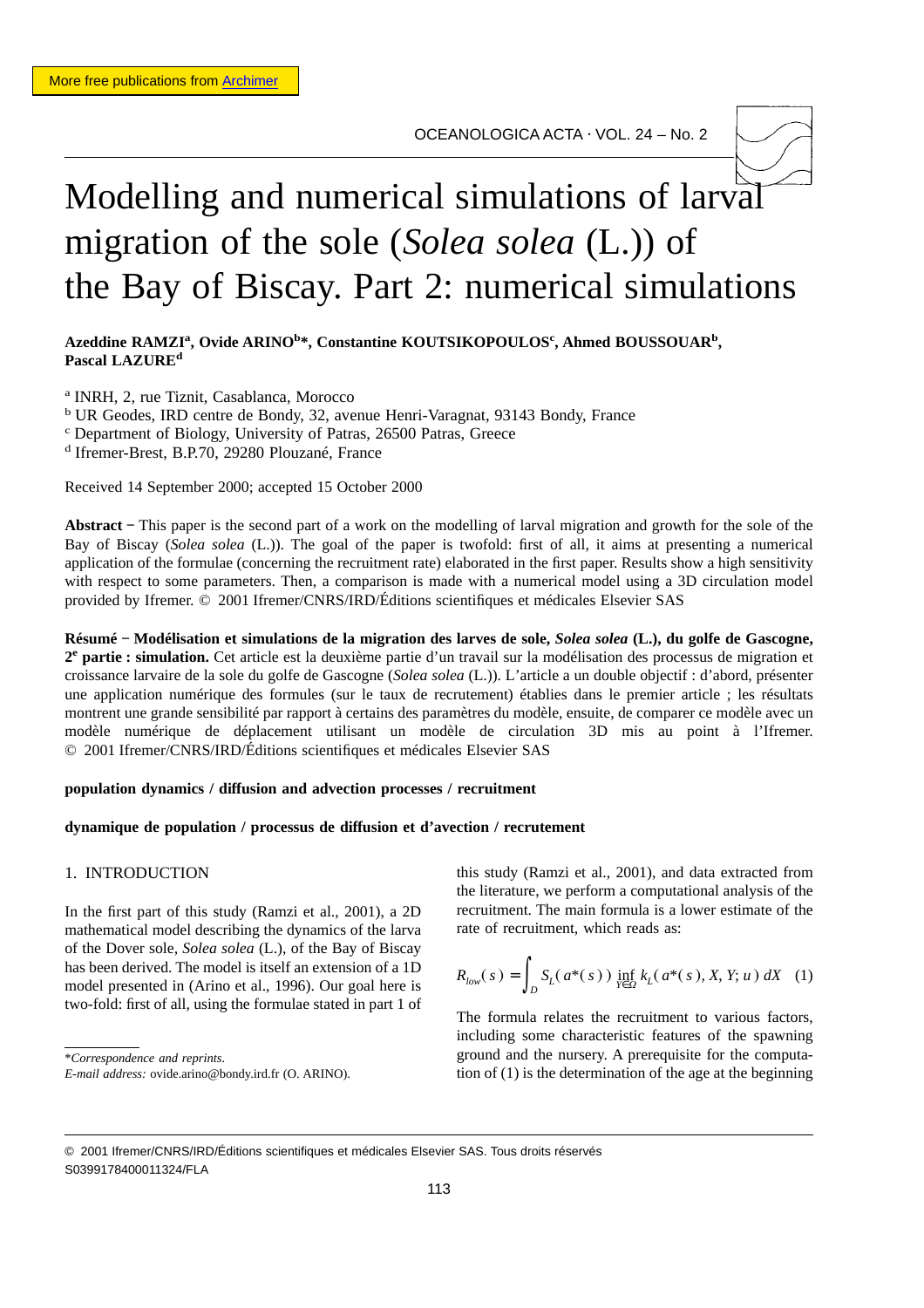More free publications from Archimer

# Modelling and numerical simulations of larval migration of the sole (*Solea solea* (L.)) of the Bay of Biscay. Part 2: numerical simulations

**Azeddine RAMZI[a], Ovide ARINO[b]*, Constantine KOUTSIKOPOULOS[c], Ahmed BOUSSOUAR[b], Pascal LAZURE[d]**

[a] INRH, 2, rue Tiznit, Casablanca, Morocco

[b] UR Geodes, IRD centre de Bondy, 32, avenue Henri-Varagnat, 93143 Bondy, France

[c] Department of Biology, University of Patras, 26500 Patras, Greece

[d] Ifremer-Brest, B.P.70, 29280 Plouzané, France

Received 14 September 2000; accepted 15 October 2000

**Abstract** − This paper is the second part of a work on the modelling of larval migration and growth for the sole of the Bay of Biscay (*Solea solea* (L.)). The goal of the paper is twofold: first of all, it aims at presenting a numerical application of the formulae (concerning the recruitment rate) elaborated in the first paper. Results show a high sensitivity with respect to some parameters. Then, a comparison is made with a numerical model using a 3D circulation model provided by Ifremer. © 2001 Ifremer/CNRS/IRD/Éditions scientifiques et médicales Elsevier SAS

**Résumé − Modélisation et simulations de la migration des larves de sole, *Solea solea* (L.), du golfe de Gascogne, 2[e] partie : simulation.** Cet article est la deuxième partie d'un travail sur la modélisation des processus de migration et croissance larvaire de la sole du golfe de Gascogne (*Solea solea* (L.)). L'article a un double objectif : d'abord, présenter une application numérique des formules (sur le taux de recrutement) établies dans le premier article ; les résultats montrent une grande sensibilité par rapport à certains des paramètres du modèle, ensuite, de comparer ce modèle avec un modèle numérique de déplacement utilisant un modèle de circulation 3D mis au point à l'Ifremer. © 2001 Ifremer/CNRS/IRD/Éditions scientifiques et médicales Elsevier SAS

**population dynamics / diffusion and advection processes / recruitment**

**dynamique de population / processus de diffusion et d'avection / recrutement**

## 1. INTRODUCTION

In the first part of this study (Ramzi et al., 2001), a 2D mathematical model describing the dynamics of the larva of the Dover sole, *Solea solea* (L.), of the Bay of Biscay has been derived. The model is itself an extension of a 1D model presented in (Arino et al., 1996). Our goal here is two-fold: first of all, using the formulae stated in part 1 of this study (Ramzi et al., 2001), and data extracted from the literature, we perform a computational analysis of the recruitment. The main formula is a lower estimate of the rate of recruitment, which reads as:

$$R_{low}(s) = \int_D S_L(a^*(s)) \inf_{Y \in \Omega} k_L(a^*(s), X, Y; u)\, dX \quad (1)$$

The formula relates the recruitment to various factors, including some characteristic features of the spawning ground and the nursery. A prerequisite for the computation of (1) is the determination of the age at the beginning

*Correspondence and reprints.

*E-mail address:* ovide.arino@bondy.ird.fr (O. ARINO).

© 2001 Ifremer/CNRS/IRD/Éditions scientifiques et médicales Elsevier SAS. Tous droits réservés

S0399178400011324/FLA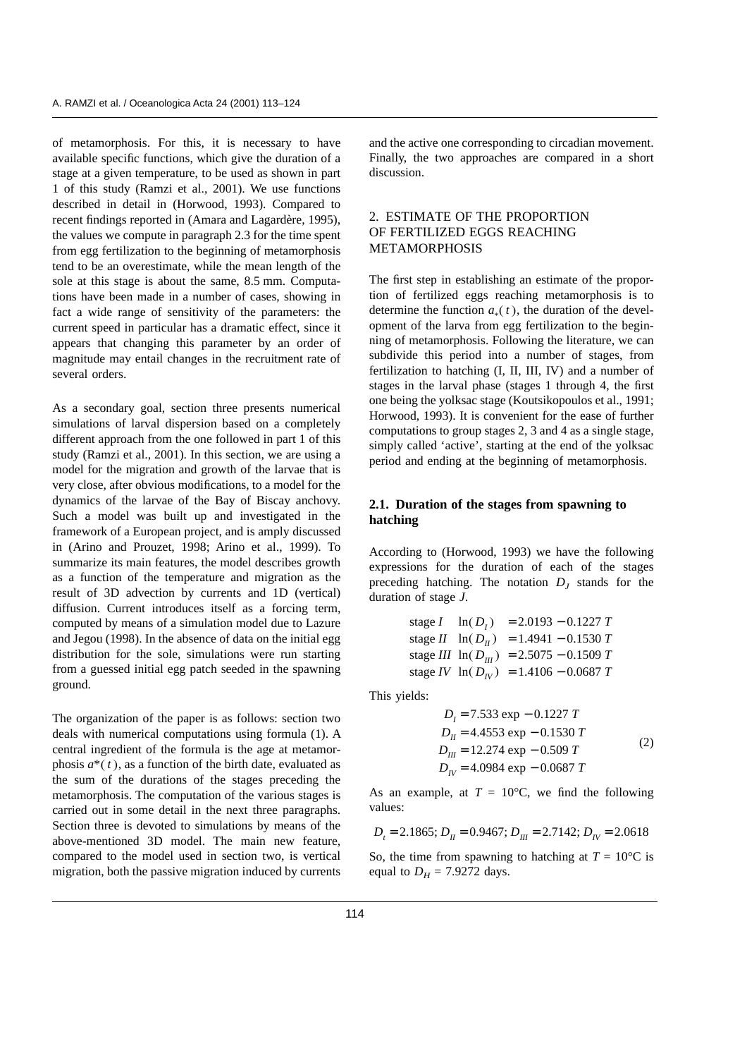of metamorphosis. For this, it is necessary to have available specific functions, which give the duration of a stage at a given temperature, to be used as shown in part 1 of this study (Ramzi et al., 2001). We use functions described in detail in (Horwood, 1993). Compared to recent findings reported in (Amara and Lagardère, 1995), the values we compute in paragraph 2.3 for the time spent from egg fertilization to the beginning of metamorphosis tend to be an overestimate, while the mean length of the sole at this stage is about the same, 8.5 mm. Computations have been made in a number of cases, showing in fact a wide range of sensitivity of the parameters: the current speed in particular has a dramatic effect, since it appears that changing this parameter by an order of magnitude may entail changes in the recruitment rate of several orders.

As a secondary goal, section three presents numerical simulations of larval dispersion based on a completely different approach from the one followed in part 1 of this study (Ramzi et al., 2001). In this section, we are using a model for the migration and growth of the larvae that is very close, after obvious modifications, to a model for the dynamics of the larvae of the Bay of Biscay anchovy. Such a model was built up and investigated in the framework of a European project, and is amply discussed in (Arino and Prouzet, 1998; Arino et al., 1999). To summarize its main features, the model describes growth as a function of the temperature and migration as the result of 3D advection by currents and 1D (vertical) diffusion. Current introduces itself as a forcing term, computed by means of a simulation model due to Lazure and Jegou (1998). In the absence of data on the initial egg distribution for the sole, simulations were run starting from a guessed initial egg patch seeded in the spawning ground.

The organization of the paper is as follows: section two deals with numerical computations using formula (1). A central ingredient of the formula is the age at metamorphosis $a^*(t)$, as a function of the birth date, evaluated as the sum of the durations of the stages preceding the metamorphosis. The computation of the various stages is carried out in some detail in the next three paragraphs. Section three is devoted to simulations by means of the above-mentioned 3D model. The main new feature, compared to the model used in section two, is vertical migration, both the passive migration induced by currents and the active one corresponding to circadian movement. Finally, the two approaches are compared in a short discussion.

## 2. ESTIMATE OF THE PROPORTION OF FERTILIZED EGGS REACHING METAMORPHOSIS

The first step in establishing an estimate of the proportion of fertilized eggs reaching metamorphosis is to determine the function $a_*(t)$, the duration of the development of the larva from egg fertilization to the beginning of metamorphosis. Following the literature, we can subdivide this period into a number of stages, from fertilization to hatching (I, II, III, IV) and a number of stages in the larval phase (stages 1 through 4, the first one being the yolksac stage (Koutsikopoulos et al., 1991; Horwood, 1993). It is convenient for the ease of further computations to group stages 2, 3 and 4 as a single stage, simply called 'active', starting at the end of the yolksac period and ending at the beginning of metamorphosis.

### 2.1. Duration of the stages from spawning to hatching

According to (Horwood, 1993) we have the following expressions for the duration of each of the stages preceding hatching. The notation $D_J$ stands for the duration of stage $J$.

$$
\begin{aligned}
&\text{stage } I \quad \ln(D_I) &= 2.0193 - 0.1227\, T \\
&\text{stage } II \quad \ln(D_{II}) &= 1.4941 - 0.1530\, T \\
&\text{stage } III \quad \ln(D_{III}) &= 2.5075 - 0.1509\, T \\
&\text{stage } IV \quad \ln(D_{IV}) &= 1.4106 - 0.0687\, T
\end{aligned}
$$

This yields:

$$
\begin{aligned}
D_I &= 7.533 \exp - 0.1227\, T \\
D_{II} &= 4.4553 \exp - 0.1530\, T \\
D_{III} &= 12.274 \exp - 0.509\, T \\
D_{IV} &= 4.0984 \exp - 0.0687\, T
\end{aligned}
\tag{2}
$$

As an example, at $T$ = 10°C, we find the following values:

$$D_t = 2.1865;\ D_{II} = 0.9467;\ D_{III} = 2.7142;\ D_{IV} = 2.0618$$

So, the time from spawning to hatching at $T$ = 10°C is equal to $D_H$ = 7.9272 days.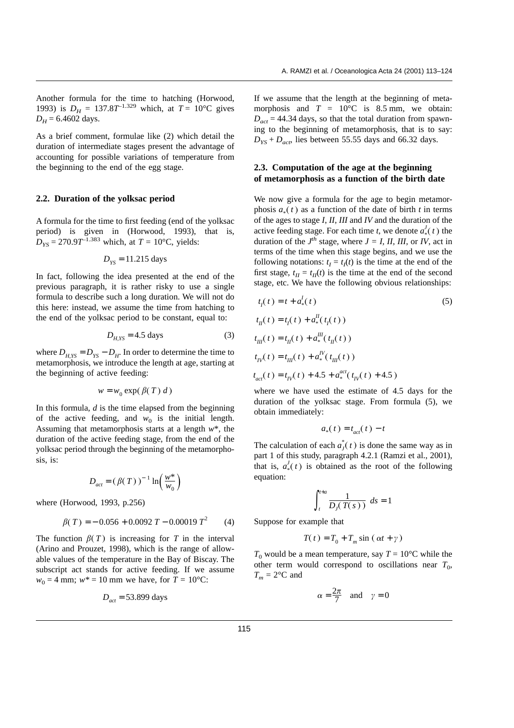Another formula for the time to hatching (Horwood, 1993) is $D_H = 137.8T^{-1.329}$ which, at $T = 10°C$ gives $D_H = 6.4602$ days.

As a brief comment, formulae like (2) which detail the duration of intermediate stages present the advantage of accounting for possible variations of temperature from the beginning to the end of the egg stage.

### 2.2. Duration of the yolksac period

A formula for the time to first feeding (end of the yolksac period) is given in (Horwood, 1993), that is, $D_{YS} = 270.9T^{-1.383}$ which, at $T = 10°C$, yields:

$$D_{YS} = 11.215 \text{ days}$$

In fact, following the idea presented at the end of the previous paragraph, it is rather risky to use a single formula to describe such a long duration. We will not do this here: instead, we assume the time from hatching to the end of the yolksac period to be constant, equal to:

$$D_{H,YS} = 4.5 \text{ days} \tag{3}$$

where $D_{H,YS} = D_{YS} - D_H$. In order to determine the time to metamorphosis, we introduce the length at age, starting at the beginning of active feeding:

$$w = w_0 \exp(\beta(T)\, d)$$

In this formula, $d$ is the time elapsed from the beginning of the active feeding, and $w_0$ is the initial length. Assuming that metamorphosis starts at a length $w^*$, the duration of the active feeding stage, from the end of the yolksac period through the beginning of the metamorphosis, is:

$$D_{act} = (\beta(T))^{-1} \ln\left(\frac{w^*}{w_0}\right)$$

where (Horwood, 1993, p.256)

$$\beta(T) = -0.056 + 0.0092\, T - 0.00019\, T^2 \tag{4}$$

The function $\beta(T)$ is increasing for $T$ in the interval (Arino and Prouzet, 1998), which is the range of allowable values of the temperature in the Bay of Biscay. The subscript act stands for active feeding. If we assume $w_0 = 4$ mm; $w^* = 10$ mm we have, for $T = 10°C$:

$$D_{act} = 53.899 \text{ days}$$

If we assume that the length at the beginning of metamorphosis and $T = 10°C$ is 8.5 mm, we obtain: $D_{act} = 44.34$ days, so that the total duration from spawning to the beginning of metamorphosis, that is to say: $D_{YS} + D_{act}$, lies between 55.55 days and 66.32 days.

### 2.3. Computation of the age at the beginning of metamorphosis as a function of the birth date

We now give a formula for the age to begin metamorphosis $a_*(t)$ as a function of the date of birth $t$ in terms of the ages to stage $I$, $II$, $III$ and $IV$ and the duration of the active feeding stage. For each time $t$, we denote $a_*^J(t)$ the duration of the $J^{th}$ stage, where $J = I, II, III$, or $IV$, act in terms of the time when this stage begins, and we use the following notations: $t_I = t_I(t)$ is the time at the end of the first stage, $t_{II} = t_{II}(t)$ is the time at the end of the second stage, etc. We have the following obvious relationships:

$$
\begin{aligned}
t_I(t) &= t + a_*^I(t) \qquad (5)\\
t_{II}(t) &= t_I(t) + a_*^{II}(t_I(t))\\
t_{III}(t) &= t_{II}(t) + a_*^{III}(t_{II}(t))\\
t_{IV}(t) &= t_{III}(t) + a_*^{IV}(t_{III}(t))\\
t_{act}(t) &= t_{IV}(t) + 4.5 + a_*^{act}(t_{IV}(t) + 4.5)
\end{aligned}
$$

where we have used the estimate of 4.5 days for the duration of the yolksac stage. From formula (5), we obtain immediately:

$$a_*(t) = t_{act}(t) - t$$

The calculation of each $a_J^*(t)$ is done the same way as in part 1 of this study, paragraph 4.2.1 (Ramzi et al., 2001), that is, $a_*^J(t)$ is obtained as the root of the following equation:

$$\int_t^{t+a} \frac{1}{D_J(T(s))}\, ds = 1$$

Suppose for example that

$$T(t) = T_0 + T_m \sin(\alpha t + \gamma)$$

$T_0$ would be a mean temperature, say $T = 10°C$ while the other term would correspond to oscillations near $T_0$, $T_m = 2°C$ and

$$\alpha = \frac{2\pi}{7} \quad \text{and} \quad \gamma = 0$$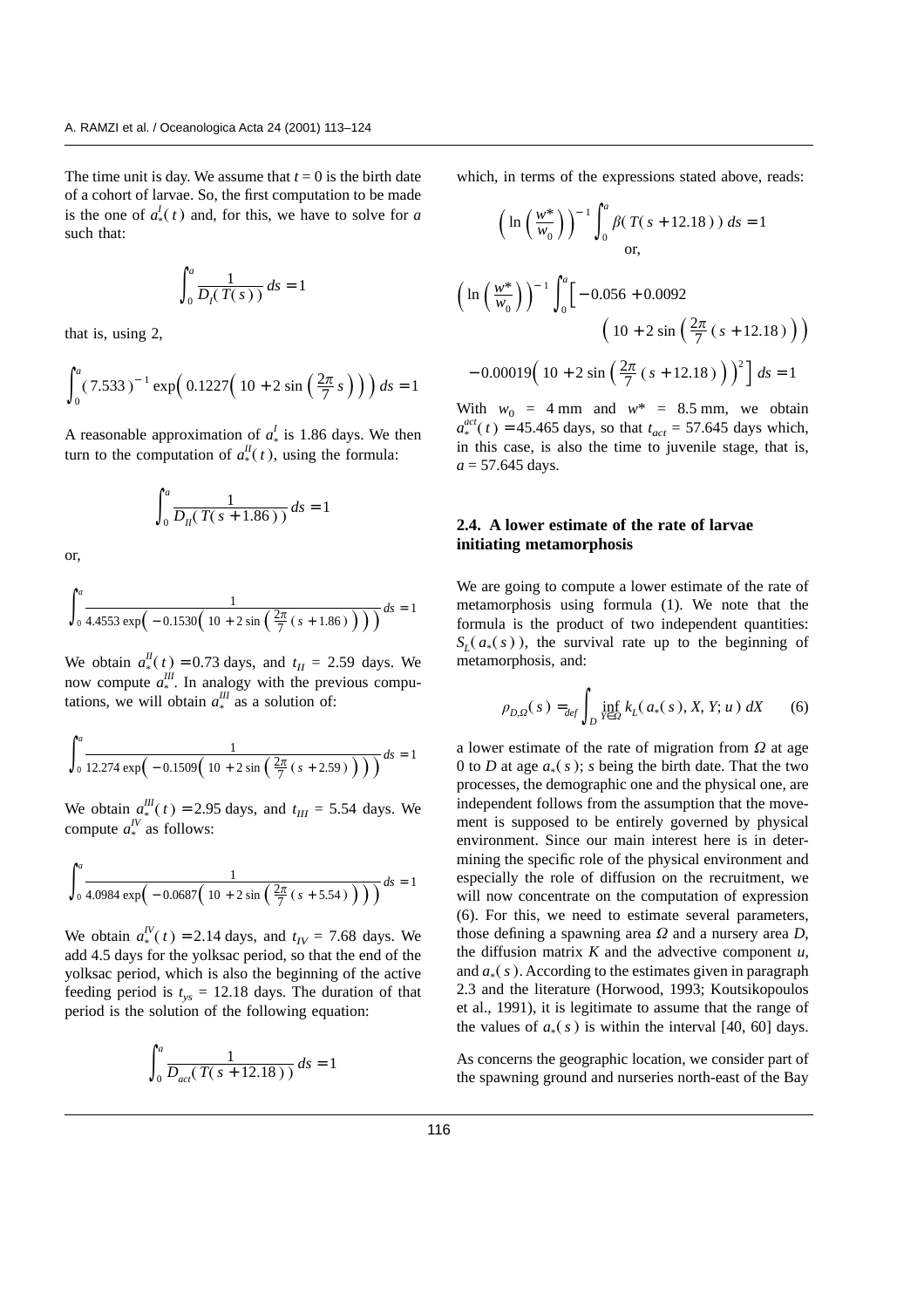The time unit is day. We assume that $t = 0$ is the birth date of a cohort of larvae. So, the first computation to be made is the one of $a_*^I(t)$ and, for this, we have to solve for $a$ such that:

$$\int_0^a \frac{1}{D_I(T(s))} ds = 1$$

that is, using 2,

$$\int_0^a (7.533)^{-1} \exp\left(0.1227\left(10 + 2 \sin\left(\frac{2\pi}{7} s\right)\right)\right) ds = 1$$

A reasonable approximation of $a_*^I$ is 1.86 days. We then turn to the computation of $a_*^{II}(t)$, using the formula:

$$\int_0^a \frac{1}{D_{II}(T(s + 1.86))} ds = 1$$

or,

$$\int_0^a \frac{1}{4.4553 \exp\left(-0.1530\left(10 + 2 \sin\left(\frac{2\pi}{7}(s + 1.86)\right)\right)\right)} ds = 1$$

We obtain $a_*^{II}(t) = 0.73$ days, and $t_{II}$ = 2.59 days. We now compute $a_*^{III}$. In analogy with the previous computations, we will obtain $a_*^{III}$ as a solution of:

$$\int_0^a \frac{1}{12.274 \exp\left(-0.1509\left(10 + 2 \sin\left(\frac{2\pi}{7}(s + 2.59)\right)\right)\right)} ds = 1$$

We obtain $a_*^{III}(t) = 2.95$ days, and $t_{III}$ = 5.54 days. We compute $a_*^{IV}$ as follows:

$$\int_0^a \frac{1}{4.0984 \exp\left(-0.0687\left(10 + 2 \sin\left(\frac{2\pi}{7}(s + 5.54)\right)\right)\right)} ds = 1$$

We obtain $a_*^{IV}(t) = 2.14$ days, and $t_{IV}$ = 7.68 days. We add 4.5 days for the yolksac period, so that the end of the yolksac period, which is also the beginning of the active feeding period is $t_{ys}$ = 12.18 days. The duration of that period is the solution of the following equation:

$$\int_0^a \frac{1}{D_{act}(T(s + 12.18))} ds = 1$$

which, in terms of the expressions stated above, reads:

$$\left(\ln\left(\frac{w^*}{w_0}\right)\right)^{-1} \int_0^a \beta(T(s + 12.18)) ds = 1$$

or,

$$\left(\ln\left(\frac{w^*}{w_0}\right)\right)^{-1} \int_0^a \Big[-0.056 + 0.0092\left(10 + 2 \sin\left(\frac{2\pi}{7}(s + 12.18)\right)\right) - 0.00019\left(10 + 2 \sin\left(\frac{2\pi}{7}(s + 12.18)\right)\right)^2\Big] ds = 1$$

With $w_0$ = 4 mm and $w^*$ = 8.5 mm, we obtain $a_*^{act}(t) = 45.465$ days, so that $t_{act}$ = 57.645 days which, in this case, is also the time to juvenile stage, that is, $a$ = 57.645 days.

### 2.4. A lower estimate of the rate of larvae initiating metamorphosis

We are going to compute a lower estimate of the rate of metamorphosis using formula (1). We note that the formula is the product of two independent quantities: $S_L(a_*(s))$, the survival rate up to the beginning of metamorphosis, and:

$$\rho_{D,\Omega}(s) =_{def} \int_D \inf_{Y \in \Omega} k_L(a_*(s), X, Y; u)\, dX \qquad (6)$$

a lower estimate of the rate of migration from $\Omega$ at age 0 to $D$ at age $a_*(s)$; $s$ being the birth date. That the two processes, the demographic one and the physical one, are independent follows from the assumption that the movement is supposed to be entirely governed by physical environment. Since our main interest here is in determining the specific role of the physical environment and especially the role of diffusion on the recruitment, we will now concentrate on the computation of expression (6). For this, we need to estimate several parameters, those defining a spawning area $\Omega$ and a nursery area $D$, the diffusion matrix $K$ and the advective component $u$, and $a_*(s)$. According to the estimates given in paragraph 2.3 and the literature (Horwood, 1993; Koutsikopoulos et al., 1991), it is legitimate to assume that the range of the values of $a_*(s)$ is within the interval [40, 60] days.

As concerns the geographic location, we consider part of the spawning ground and nurseries north-east of the Bay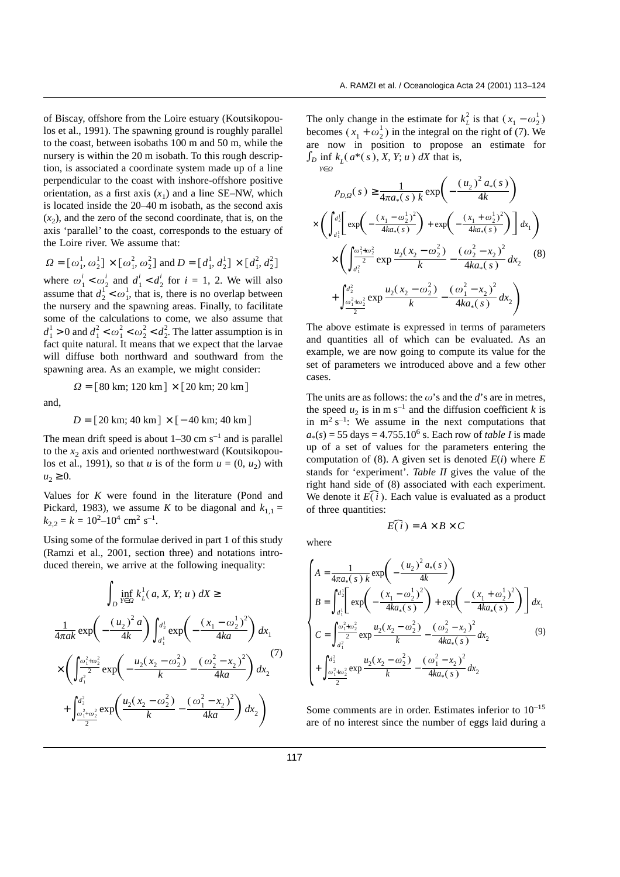of Biscay, offshore from the Loire estuary (Koutsikopoulos et al., 1991). The spawning ground is roughly parallel to the coast, between isobaths 100 m and 50 m, while the nursery is within the 20 m isobath. To this rough description, is associated a coordinate system made up of a line perpendicular to the coast with inshore-offshore positive orientation, as a first axis ($x_1$) and a line SE–NW, which is located inside the 20–40 m isobath, as the second axis ($x_2$), and the zero of the second coordinate, that is, on the axis 'parallel' to the coast, corresponds to the estuary of the Loire river. We assume that:

$\Omega = [\omega_1^1, \omega_2^1] \times [\omega_1^2, \omega_2^2]$ and $D = [d_1^1, d_2^1] \times [d_1^2, d_2^2]$ where $\omega_1^i < \omega_2^i$ and $d_1^i < d_2^i$ for $i$ = 1, 2. We will also assume that $d_2^1 < \omega_1^1$, that is, there is no overlap between the nursery and the spawning areas. Finally, to facilitate some of the calculations to come, we also assume that $d_1^1 > 0$ and $d_1^2 < \omega_1^2 < \omega_2^2 < d_2^2$. The latter assumption is in fact quite natural. It means that we expect that the larvae will diffuse both northward and southward from the spawning area. As an example, we might consider:

$$\Omega = [80 \text{ km}; 120 \text{ km}] \times [20 \text{ km}; 20 \text{ km}]$$

and,

$$D = [20 \text{ km}; 40 \text{ km}] \times [-40 \text{ km}; 40 \text{ km}]$$

The mean drift speed is about 1–30 cm s$^{-1}$ and is parallel to the $x_2$ axis and oriented northwestward (Koutsikopoulos et al., 1991), so that $u$ is of the form $u = (0, u_2)$ with $u_2 \geq 0$.

Values for $K$ were found in the literature (Pond and Pickard, 1983), we assume $K$ to be diagonal and $k_{1,1} = k_{2,2} = k = 10^2$–$10^4$ cm$^2$ s$^{-1}$.

Using some of the formulae derived in part 1 of this study (Ramzi et al., 2001, section three) and notations introduced therein, we arrive at the following inequality:

$$\int_D \inf_{Y \in \Omega} k_L^1(a, X, Y; u)\, dX \geq \frac{1}{4\pi a k} \exp\left(-\frac{(u_2)^2 a}{4k}\right) \int_{d_1^1}^{d_2^1} \exp\left(-\frac{(x_1 - \omega_2^1)^2}{4ka}\right) dx_1 \times \left( \int_{d_1^2}^{\frac{\omega_1^2 + \omega_2^2}{2}} \exp\left(-\frac{u_2(x_2 - \omega_2^2)}{k} - \frac{(\omega_2^2 - x_2)^2}{4ka}\right) dx_2 + \int_{\frac{\omega_1^2 + \omega_2^2}{2}}^{d_2^2} \exp\left(\frac{u_2(x_2 - \omega_2^2)}{k} - \frac{(\omega_1^2 - x_2)^2}{4ka}\right) dx_2 \right) \tag{7}$$

The only change in the estimate for $k_L^2$ is that $(x_1 - \omega_2^1)$ becomes $(x_1 + \omega_2^1)$ in the integral on the right of (7). We are now in position to propose an estimate for $\int_D \inf_{Y \in \Omega} k_L(a^*(s), X, Y; u)\, dX$ that is,

$$\rho_{D,\Omega}(s) \geq \frac{1}{4\pi a_*(s)\, k} \exp\left(-\frac{(u_2)^2 a_*(s)}{4k}\right) \times \left( \int_{d_1^1}^{d_2^1} \left[ \exp\left(-\frac{(x_1 - \omega_2^1)^2}{4ka_*(s)}\right) + \exp\left(-\frac{(x_1 + \omega_2^1)^2}{4ka_*(s)}\right) \right] dx_1 \right) \times \left( \int_{d_1^2}^{\frac{\omega_1^2 + \omega_2^2}{2}} \exp \frac{u_2(x_2 - \omega_2^2)}{k} - \frac{(\omega_2^2 - x_2)^2}{4ka_*(s)}\, dx_2 + \int_{\frac{\omega_1^2 + \omega_2^2}{2}}^{d_2^2} \exp \frac{u_2(x_2 - \omega_2^2)}{k} - \frac{(\omega_1^2 - x_2)^2}{4ka_*(s)}\, dx_2 \right) \tag{8}$$

The above estimate is expressed in terms of parameters and quantities all of which can be evaluated. As an example, we are now going to compute its value for the set of parameters we introduced above and a few other cases.

The units are as follows: the $\omega$'s and the $d$'s are in metres, the speed $u_2$ is in m s$^{-1}$ and the diffusion coefficient $k$ is in m$^2$ s$^{-1}$: We assume in the next computations that $a_*(s)$ = 55 days = 4.755.10$^6$ s. Each row of *table I* is made up of a set of values for the parameters entering the computation of (8). A given set is denoted $E(i)$ where $E$ stands for 'experiment'. *Table II* gives the value of the right hand side of (8) associated with each experiment. We denote it $\widehat{E(i)}$. Each value is evaluated as a product of three quantities:

$$\widehat{E(i)} = A \times B \times C$$

where

$$\begin{cases} A = \dfrac{1}{4\pi a_*(s)\, k} \exp\left(-\dfrac{(u_2)^2 a_*(s)}{4k}\right) \\ B = \displaystyle\int_{d_1^1}^{d_2^1} \left[ \exp\left(-\frac{(x_1 - \omega_2^1)^2}{4ka_*(s)}\right) + \exp\left(-\frac{(x_1 + \omega_2^1)^2}{4ka_*(s)}\right) \right] dx_1 \\ C = \displaystyle\int_{d_1^2}^{\frac{\omega_1^2 + \omega_2^2}{2}} \exp \frac{u_2(x_2 - \omega_2^2)}{k} - \frac{(\omega_2^2 - x_2)^2}{4ka_*(s)}\, dx_2 \\ \quad + \displaystyle\int_{\frac{\omega_1^2 + \omega_2^2}{2}}^{d_2^2} \exp \frac{u_2(x_2 - \omega_2^2)}{k} - \frac{(\omega_1^2 - x_2)^2}{4ka_*(s)}\, dx_2 \end{cases} \tag{9}$$

Some comments are in order. Estimates inferior to $10^{-15}$ are of no interest since the number of eggs laid during a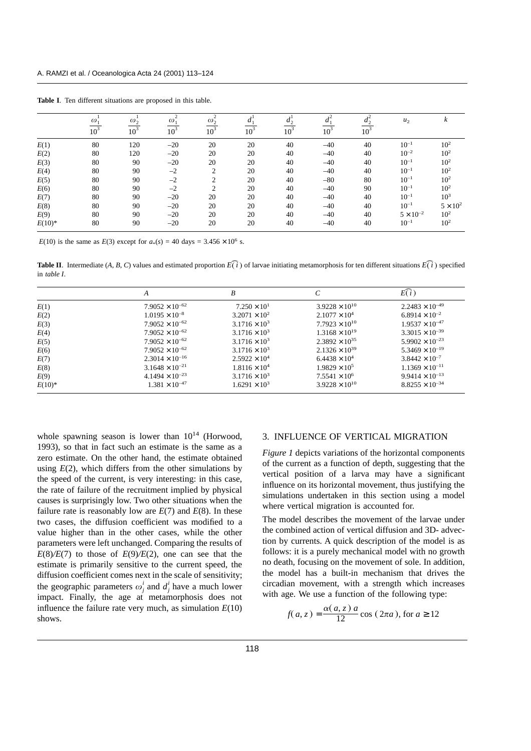**Table I**. Ten different situations are proposed in this table.

| | $\frac{\omega_1^1}{10^3}$ | $\frac{\omega_2^1}{10^3}$ | $\frac{\omega_1^2}{10^3}$ | $\frac{\omega_2^2}{10^3}$ | $\frac{d_1^1}{10^3}$ | $\frac{d_2^1}{10^3}$ | $\frac{d_1^2}{10^3}$ | $\frac{d_2^2}{10^3}$ | $u_2$ | $k$ |
|---|---|---|---|---|---|---|---|---|---|---|
| $E(1)$ | 80 | 120 | –20 | 20 | 20 | 40 | –40 | 40 | $10^{-1}$ | $10^2$ |
| $E(2)$ | 80 | 120 | –20 | 20 | 20 | 40 | –40 | 40 | $10^{-2}$ | $10^2$ |
| $E(3)$ | 80 | 90 | –20 | 20 | 20 | 40 | –40 | 40 | $10^{-1}$ | $10^2$ |
| $E(4)$ | 80 | 90 | –2 | 2 | 20 | 40 | –40 | 40 | $10^{-1}$ | $10^2$ |
| $E(5)$ | 80 | 90 | –2 | 2 | 20 | 40 | –80 | 80 | $10^{-1}$ | $10^2$ |
| $E(6)$ | 80 | 90 | –2 | 2 | 20 | 40 | –40 | 90 | $10^{-1}$ | $10^2$ |
| $E(7)$ | 80 | 90 | –20 | 20 | 20 | 40 | –40 | 40 | $10^{-1}$ | $10^3$ |
| $E(8)$ | 80 | 90 | –20 | 20 | 20 | 40 | –40 | 40 | $10^{-1}$ | $5 \times 10^2$ |
| $E(9)$ | 80 | 90 | –20 | 20 | 20 | 40 | –40 | 40 | $5 \times 10^{-2}$ | $10^2$ |
| $E(10)$* | 80 | 90 | –20 | 20 | 20 | 40 | –40 | 40 | $10^{-1}$ | $10^2$ |

$E(10)$ is the same as $E(3)$ except for $a_*(s)$ = 40 days = $3.456 \times 10^6$ s.

**Table II**. Intermediate ($A$, $B$, $C$) values and estimated proportion $\widehat{E(i)}$ of larvae initiating metamorphosis for ten different situations $\widehat{E(i)}$ specified in *table I*.

| | $A$ | $B$ | $C$ | $\widehat{E(i)}$ |
|---|---|---|---|---|
| $E(1)$ | $7.9052 \times 10^{-62}$ | $7.250 \times 10^{1}$ | $3.9228 \times 10^{10}$ | $2.2483 \times 10^{-49}$ |
| $E(2)$ | $1.0195 \times 10^{-8}$ | $3.2071 \times 10^{2}$ | $2.1077 \times 10^{4}$ | $6.8914 \times 10^{-2}$ |
| $E(3)$ | $7.9052 \times 10^{-62}$ | $3.1716 \times 10^{3}$ | $7.7923 \times 10^{10}$ | $1.9537 \times 10^{-47}$ |
| $E(4)$ | $7.9052 \times 10^{-62}$ | $3.1716 \times 10^{3}$ | $1.3168 \times 10^{19}$ | $3.3015 \times 10^{-39}$ |
| $E(5)$ | $7.9052 \times 10^{-62}$ | $3.1716 \times 10^{3}$ | $2.3892 \times 10^{35}$ | $5.9902 \times 10^{-23}$ |
| $E(6)$ | $7.9052 \times 10^{-62}$ | $3.1716 \times 10^{3}$ | $2.1326 \times 10^{39}$ | $5.3469 \times 10^{-19}$ |
| $E(7)$ | $2.3014 \times 10^{-16}$ | $2.5922 \times 10^{4}$ | $6.4438 \times 10^{4}$ | $3.8442 \times 10^{-7}$ |
| $E(8)$ | $3.1648 \times 10^{-21}$ | $1.8116 \times 10^{4}$ | $1.9829 \times 10^{5}$ | $1.1369 \times 10^{-11}$ |
| $E(9)$ | $4.1494 \times 10^{-23}$ | $3.1716 \times 10^{3}$ | $7.5541 \times 10^{6}$ | $9.9414 \times 10^{-13}$ |
| $E(10)$* | $1.381 \times 10^{-47}$ | $1.6291 \times 10^{3}$ | $3.9228 \times 10^{10}$ | $8.8255 \times 10^{-34}$ |

whole spawning season is lower than $10^{14}$ (Horwood, 1993), so that in fact such an estimate is the same as a zero estimate. On the other hand, the estimate obtained using $E(2)$, which differs from the other simulations by the speed of the current, is very interesting: in this case, the rate of failure of the recruitment implied by physical causes is surprisingly low. Two other situations when the failure rate is reasonably low are $E(7)$ and $E(8)$. In these two cases, the diffusion coefficient was modified to a value higher than in the other cases, while the other parameters were left unchanged. Comparing the results of $E(8)/E(7)$ to those of $E(9)/E(2)$, one can see that the estimate is primarily sensitive to the current speed, the diffusion coefficient comes next in the scale of sensitivity; the geographic parameters $\omega_j^i$ and $d_j^i$ have a much lower impact. Finally, the age at metamorphosis does not influence the failure rate very much, as simulation $E(10)$ shows.

## 3. INFLUENCE OF VERTICAL MIGRATION

*Figure 1* depicts variations of the horizontal components of the current as a function of depth, suggesting that the vertical position of a larva may have a significant influence on its horizontal movement, thus justifying the simulations undertaken in this section using a model where vertical migration is accounted for.

The model describes the movement of the larvae under the combined action of vertical diffusion and 3D- advection by currents. A quick description of the model is as follows: it is a purely mechanical model with no growth no death, focusing on the movement of sole. In addition, the model has a built-in mechanism that drives the circadian movement, with a strength which increases with age. We use a function of the following type:

$$f(a, z) = \frac{\alpha(a, z)\, a}{12} \cos(2\pi a), \text{ for } a \geq 12$$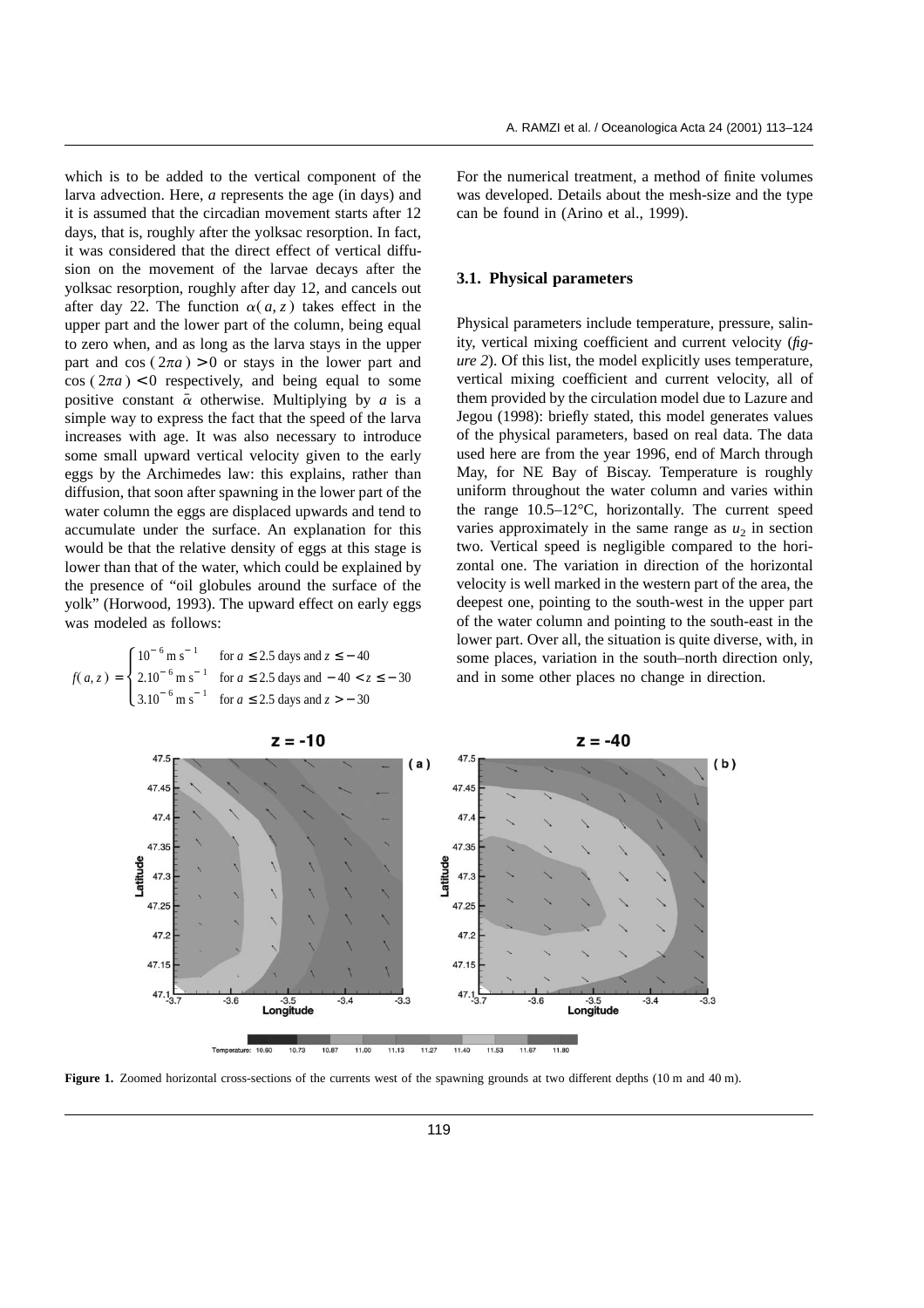which is to be added to the vertical component of the larva advection. Here, *a* represents the age (in days) and it is assumed that the circadian movement starts after 12 days, that is, roughly after the yolksac resorption. In fact, it was considered that the direct effect of vertical diffusion on the movement of the larvae decays after the yolksac resorption, roughly after day 12, and cancels out after day 22. The function $\alpha(a, z)$ takes effect in the upper part and the lower part of the column, being equal to zero when, and as long as the larva stays in the upper part and $\cos(2\pi a) > 0$ or stays in the lower part and $\cos(2\pi a) < 0$ respectively, and being equal to some positive constant $\bar{\alpha}$ otherwise. Multiplying by *a* is a simple way to express the fact that the speed of the larva increases with age. It was also necessary to introduce some small upward vertical velocity given to the early eggs by the Archimedes law: this explains, rather than diffusion, that soon after spawning in the lower part of the water column the eggs are displaced upwards and tend to accumulate under the surface. An explanation for this would be that the relative density of eggs at this stage is lower than that of the water, which could be explained by the presence of "oil globules around the surface of the yolk" (Horwood, 1993). The upward effect on early eggs was modeled as follows:

$$f(a, z) = \begin{cases} 10^{-6}\,\mathrm{m\,s^{-1}} & \text{for } a \leq 2.5 \text{ days and } z \leq -40 \\ 2.10^{-6}\,\mathrm{m\,s^{-1}} & \text{for } a \leq 2.5 \text{ days and } -40 < z \leq -30 \\ 3.10^{-6}\,\mathrm{m\,s^{-1}} & \text{for } a \leq 2.5 \text{ days and } z > -30 \end{cases}$$

For the numerical treatment, a method of finite volumes was developed. Details about the mesh-size and the type can be found in (Arino et al., 1999).

### 3.1. Physical parameters

Physical parameters include temperature, pressure, salinity, vertical mixing coefficient and current velocity (*figure 2*). Of this list, the model explicitly uses temperature, vertical mixing coefficient and current velocity, all of them provided by the circulation model due to Lazure and Jegou (1998): briefly stated, this model generates values of the physical parameters, based on real data. The data used here are from the year 1996, end of March through May, for NE Bay of Biscay. Temperature is roughly uniform throughout the water column and varies within the range 10.5–12°C, horizontally. The current speed varies approximately in the same range as $u_2$ in section two. Vertical speed is negligible compared to the horizontal one. The variation in direction of the horizontal velocity is well marked in the western part of the area, the deepest one, pointing to the south-west in the upper part of the water column and pointing to the south-east in the lower part. Over all, the situation is quite diverse, with, in some places, variation in the south–north direction only, and in some other places no change in direction.

**Figure 1.** Zoomed horizontal cross-sections of the currents west of the spawning grounds at two different depths (10 m and 40 m).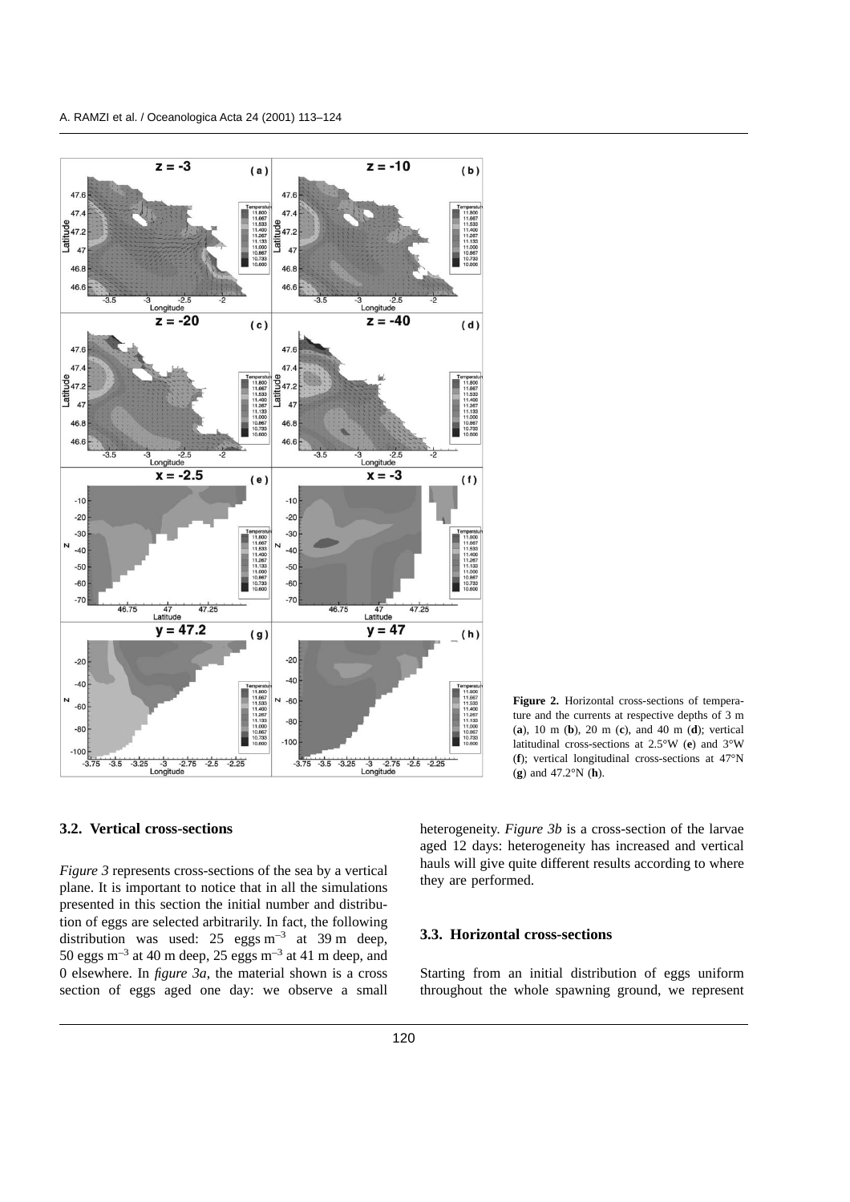**Figure 2.** Horizontal cross-sections of temperature and the currents at respective depths of 3 m (**a**), 10 m (**b**), 20 m (**c**), and 40 m (**d**); vertical latitudinal cross-sections at 2.5°W (**e**) and 3°W (**f**); vertical longitudinal cross-sections at 47°N (**g**) and 47.2°N (**h**).

### 3.2. Vertical cross-sections

*Figure 3* represents cross-sections of the sea by a vertical plane. It is important to notice that in all the simulations presented in this section the initial number and distribution of eggs are selected arbitrarily. In fact, the following distribution was used: 25 eggs $m^{-3}$ at 39 m deep, 50 eggs $m^{-3}$ at 40 m deep, 25 eggs $m^{-3}$ at 41 m deep, and 0 elsewhere. In *figure 3a*, the material shown is a cross section of eggs aged one day: we observe a small heterogeneity. *Figure 3b* is a cross-section of the larvae aged 12 days: heterogeneity has increased and vertical hauls will give quite different results according to where they are performed.

### 3.3. Horizontal cross-sections

Starting from an initial distribution of eggs uniform throughout the whole spawning ground, we represent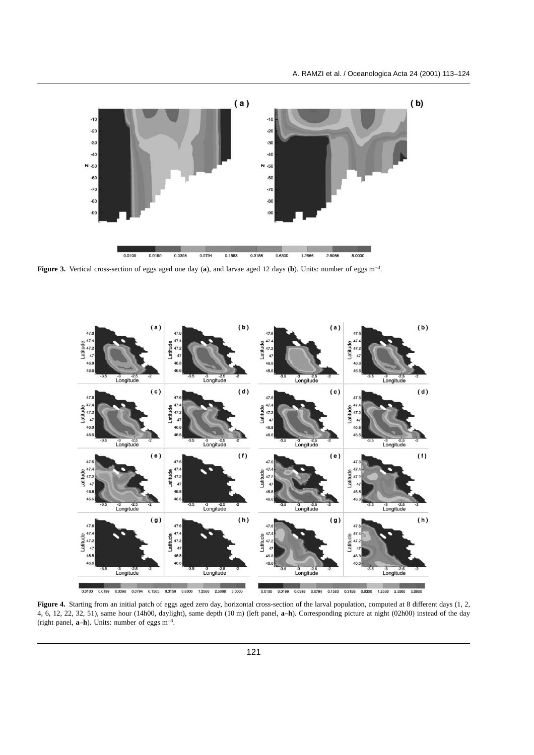**Figure 3.** Vertical cross-section of eggs aged one day (**a**), and larvae aged 12 days (**b**). Units: number of eggs m$^{-3}$.

**Figure 4.** Starting from an initial patch of eggs aged zero day, horizontal cross-section of the larval population, computed at 8 different days (1, 2, 4, 6, 12, 22, 32, 51), same hour (14h00, daylight), same depth (10 m) (left panel, **a–h**). Corresponding picture at night (02h00) instead of the day (right panel, **a–h**). Units: number of eggs m$^{-3}$.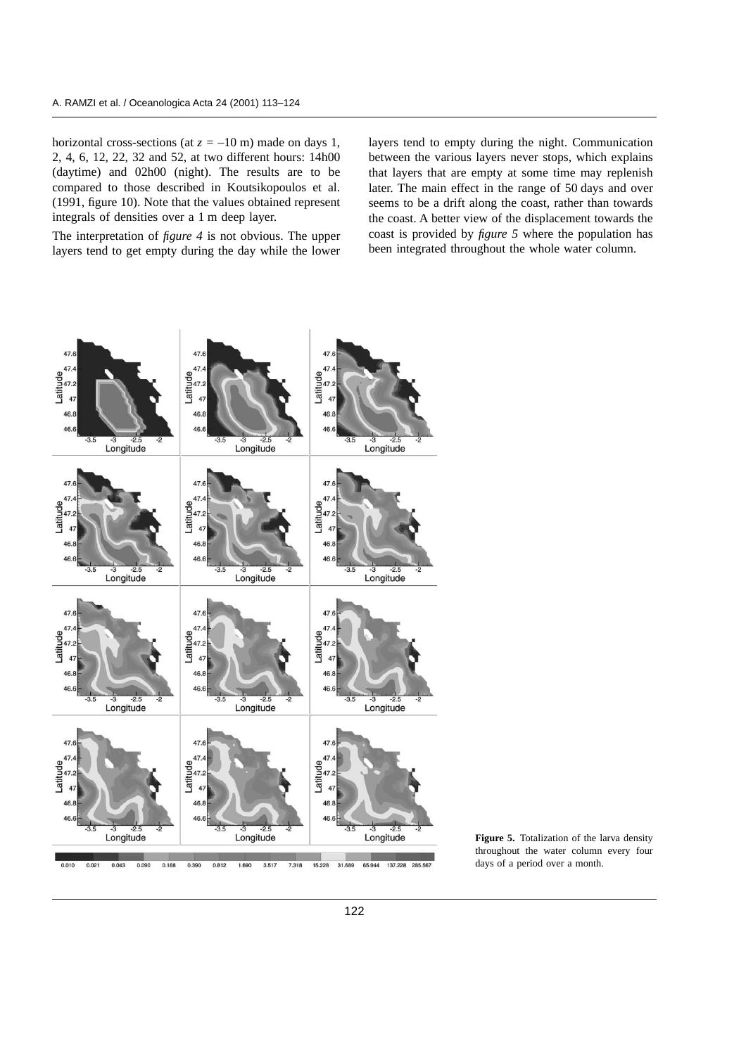horizontal cross-sections (at $z = -10$ m) made on days 1, 2, 4, 6, 12, 22, 32 and 52, at two different hours: 14h00 (daytime) and 02h00 (night). The results are to be compared to those described in Koutsikopoulos et al. (1991, figure 10). Note that the values obtained represent integrals of densities over a 1 m deep layer.

The interpretation of *figure 4* is not obvious. The upper layers tend to get empty during the day while the lower layers tend to empty during the night. Communication between the various layers never stops, which explains that layers that are empty at some time may replenish later. The main effect in the range of 50 days and over seems to be a drift along the coast, rather than towards the coast. A better view of the displacement towards the coast is provided by *figure 5* where the population has been integrated throughout the whole water column.

**Figure 5.** Totalization of the larva density throughout the water column every four days of a period over a month.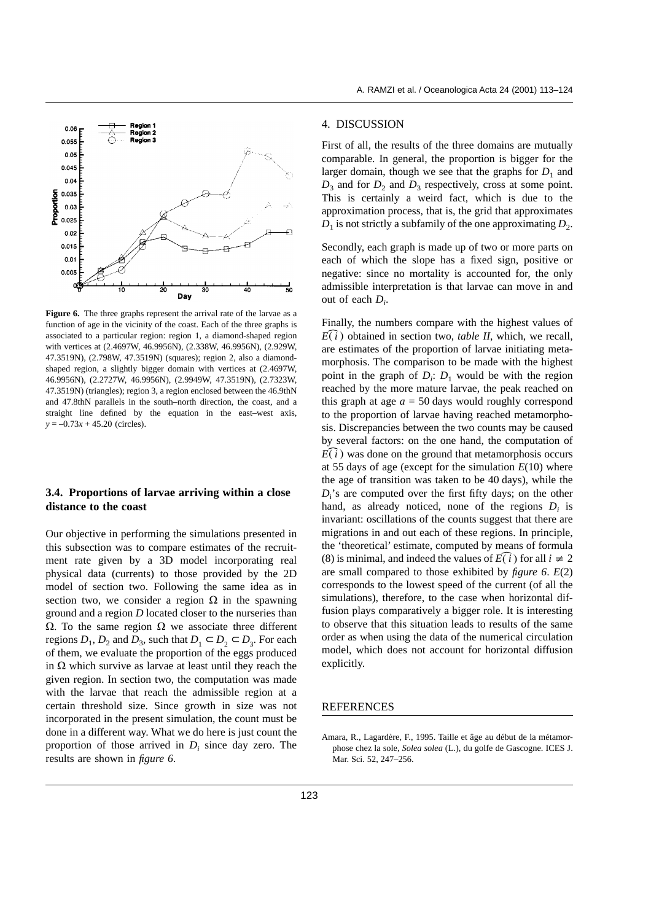**Figure 6.** The three graphs represent the arrival rate of the larvae as a function of age in the vicinity of the coast. Each of the three graphs is associated to a particular region: region 1, a diamond-shaped region with vertices at (2.4697W, 46.9956N), (2.338W, 46.9956N), (2.929W, 47.3519N), (2.798W, 47.3519N) (squares); region 2, also a diamond-shaped region, a slightly bigger domain with vertices at (2.4697W, 46.9956N), (2.2727W, 46.9956N), (2.9949W, 47.3519N), (2.7323W, 47.3519N) (triangles); region 3, a region enclosed between the 46.9thN and 47.8thN parallels in the south–north direction, the coast, and a straight line defined by the equation in the east–west axis, $y = -0.73x + 45.20$ (circles).

### 3.4. Proportions of larvae arriving within a close distance to the coast

Our objective in performing the simulations presented in this subsection was to compare estimates of the recruitment rate given by a 3D model incorporating real physical data (currents) to those provided by the 2D model of section two. Following the same idea as in section two, we consider a region $\Omega$ in the spawning ground and a region $D$ located closer to the nurseries than $\Omega$. To the same region $\Omega$ we associate three different regions $D_1$, $D_2$ and $D_3$, such that $D_1 \subset D_2 \subset D_3$. For each of them, we evaluate the proportion of the eggs produced in $\Omega$ which survive as larvae at least until they reach the given region. In section two, the computation was made with the larvae that reach the admissible region at a certain threshold size. Since growth in size was not incorporated in the present simulation, the count must be done in a different way. What we do here is just count the proportion of those arrived in $D_i$ since day zero. The results are shown in *figure 6*.

## 4. DISCUSSION

First of all, the results of the three domains are mutually comparable. In general, the proportion is bigger for the larger domain, though we see that the graphs for $D_1$ and $D_3$ and for $D_2$ and $D_3$ respectively, cross at some point. This is certainly a weird fact, which is due to the approximation process, that is, the grid that approximates $D_1$ is not strictly a subfamily of the one approximating $D_2$.

Secondly, each graph is made up of two or more parts on each of which the slope has a fixed sign, positive or negative: since no mortality is accounted for, the only admissible interpretation is that larvae can move in and out of each $D_i$.

Finally, the numbers compare with the highest values of $\widehat{E(i)}$ obtained in section two, *table II*, which, we recall, are estimates of the proportion of larvae initiating metamorphosis. The comparison to be made with the highest point in the graph of $D_i$: $D_1$ would be with the region reached by the more mature larvae, the peak reached on this graph at age $a = 50$ days would roughly correspond to the proportion of larvae having reached metamorphosis. Discrepancies between the two counts may be caused by several factors: on the one hand, the computation of $\widehat{E(i)}$ was done on the ground that metamorphosis occurs at 55 days of age (except for the simulation $E(10)$ where the age of transition was taken to be 40 days), while the $D_i$'s are computed over the first fifty days; on the other hand, as already noticed, none of the regions $D_i$ is invariant: oscillations of the counts suggest that there are migrations in and out each of these regions. In principle, the 'theoretical' estimate, computed by means of formula (8) is minimal, and indeed the values of $\widehat{E(i)}$ for all $i \neq 2$ are small compared to those exhibited by *figure 6*. $E(2)$ corresponds to the lowest speed of the current (of all the simulations), therefore, to the case when horizontal diffusion plays comparatively a bigger role. It is interesting to observe that this situation leads to results of the same order as when using the data of the numerical circulation model, which does not account for horizontal diffusion explicitly.

## REFERENCES

Amara, R., Lagardère, F., 1995. Taille et âge au début de la métamorphose chez la sole, *Solea solea* (L.), du golfe de Gascogne. ICES J. Mar. Sci. 52, 247–256.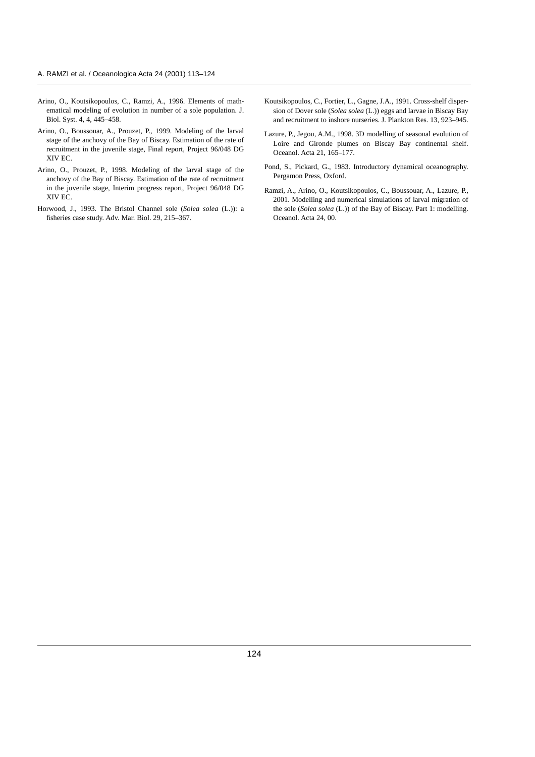Arino, O., Koutsikopoulos, C., Ramzi, A., 1996. Elements of mathematical modeling of evolution in number of a sole population. J. Biol. Syst. 4, 4, 445–458.

Arino, O., Boussouar, A., Prouzet, P., 1999. Modeling of the larval stage of the anchovy of the Bay of Biscay. Estimation of the rate of recruitment in the juvenile stage, Final report, Project 96/048 DG XIV EC.

Arino, O., Prouzet, P., 1998. Modeling of the larval stage of the anchovy of the Bay of Biscay. Estimation of the rate of recruitment in the juvenile stage, Interim progress report, Project 96/048 DG XIV EC.

Horwood, J., 1993. The Bristol Channel sole (*Solea solea* (L.)): a fisheries case study. Adv. Mar. Biol. 29, 215–367.

Koutsikopoulos, C., Fortier, L., Gagne, J.A., 1991. Cross-shelf dispersion of Dover sole (*Solea solea* (L.)) eggs and larvae in Biscay Bay and recruitment to inshore nurseries. J. Plankton Res. 13, 923–945.

Lazure, P., Jegou, A.M., 1998. 3D modelling of seasonal evolution of Loire and Gironde plumes on Biscay Bay continental shelf. Oceanol. Acta 21, 165–177.

Pond, S., Pickard, G., 1983. Introductory dynamical oceanography. Pergamon Press, Oxford.

Ramzi, A., Arino, O., Koutsikopoulos, C., Boussouar, A., Lazure, P., 2001. Modelling and numerical simulations of larval migration of the sole (*Solea solea* (L.)) of the Bay of Biscay. Part 1: modelling. Oceanol. Acta 24, 00.